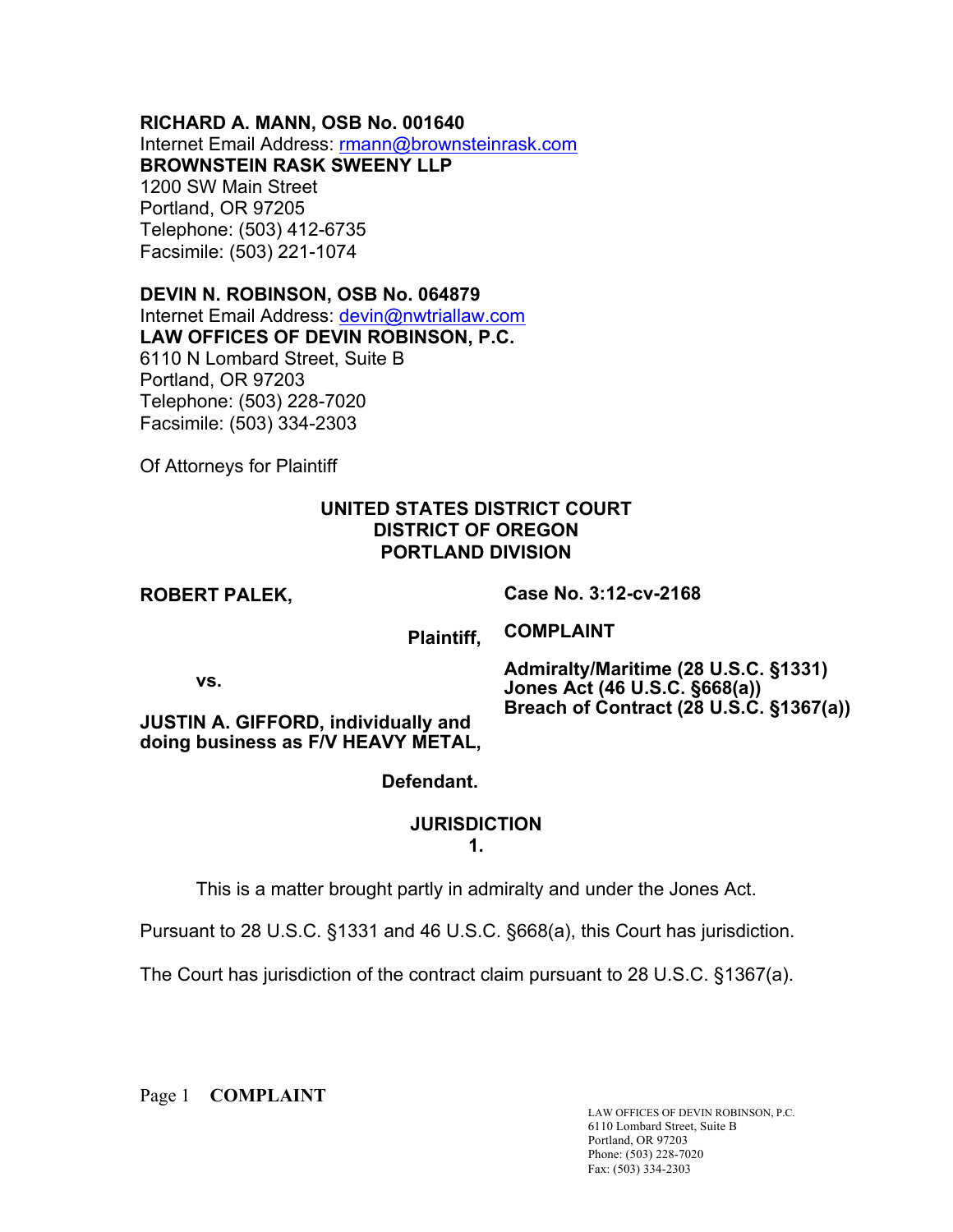**RICHARD A. MANN, OSB No. 001640**
Internet Email Address: rmann@brownsteinrask.com
**BROWNSTEIN RASK SWEENY LLP**
1200 SW Main Street
Portland, OR 97205
Telephone: (503) 412-6735
Facsimile: (503) 221-1074

**DEVIN N. ROBINSON, OSB No. 064879**
Internet Email Address: devin@nwtriallaw.com
**LAW OFFICES OF DEVIN ROBINSON, P.C.**
6110 N Lombard Street, Suite B
Portland, OR 97203
Telephone: (503) 228-7020
Facsimile: (503) 334-2303

Of Attorneys for Plaintiff

**UNITED STATES DISTRICT COURT**
**DISTRICT OF OREGON**
**PORTLAND DIVISION**

**ROBERT PALEK,**

**Plaintiff,**

**vs.**

**JUSTIN A. GIFFORD, individually and doing business as F/V HEAVY METAL,**

**Defendant.**

**Case No. 3:12-cv-2168**

**COMPLAINT**

**Admiralty/Maritime (28 U.S.C. §1331)**
**Jones Act (46 U.S.C. §668(a))**
**Breach of Contract (28 U.S.C. §1367(a))**

**JURISDICTION**

**1.**

This is a matter brought partly in admiralty and under the Jones Act.

Pursuant to 28 U.S.C. §1331 and 46 U.S.C. §668(a), this Court has jurisdiction.

The Court has jurisdiction of the contract claim pursuant to 28 U.S.C. §1367(a).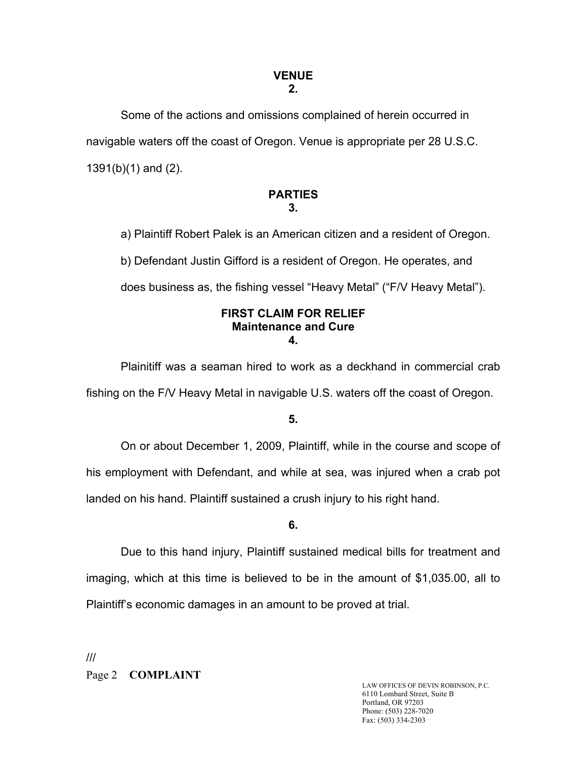**VENUE**
**2.**

Some of the actions and omissions complained of herein occurred in navigable waters off the coast of Oregon. Venue is appropriate per 28 U.S.C. 1391(b)(1) and (2).

**PARTIES**
**3.**

a) Plaintiff Robert Palek is an American citizen and a resident of Oregon.

b) Defendant Justin Gifford is a resident of Oregon. He operates, and does business as, the fishing vessel "Heavy Metal" ("F/V Heavy Metal").

**FIRST CLAIM FOR RELIEF**
**Maintenance and Cure**
**4.**

Plainitiff was a seaman hired to work as a deckhand in commercial crab fishing on the F/V Heavy Metal in navigable U.S. waters off the coast of Oregon.

**5.**

On or about December 1, 2009, Plaintiff, while in the course and scope of his employment with Defendant, and while at sea, was injured when a crab pot landed on his hand. Plaintiff sustained a crush injury to his right hand.

**6.**

Due to this hand injury, Plaintiff sustained medical bills for treatment and imaging, which at this time is believed to be in the amount of $1,035.00, all to Plaintiff's economic damages in an amount to be proved at trial.

///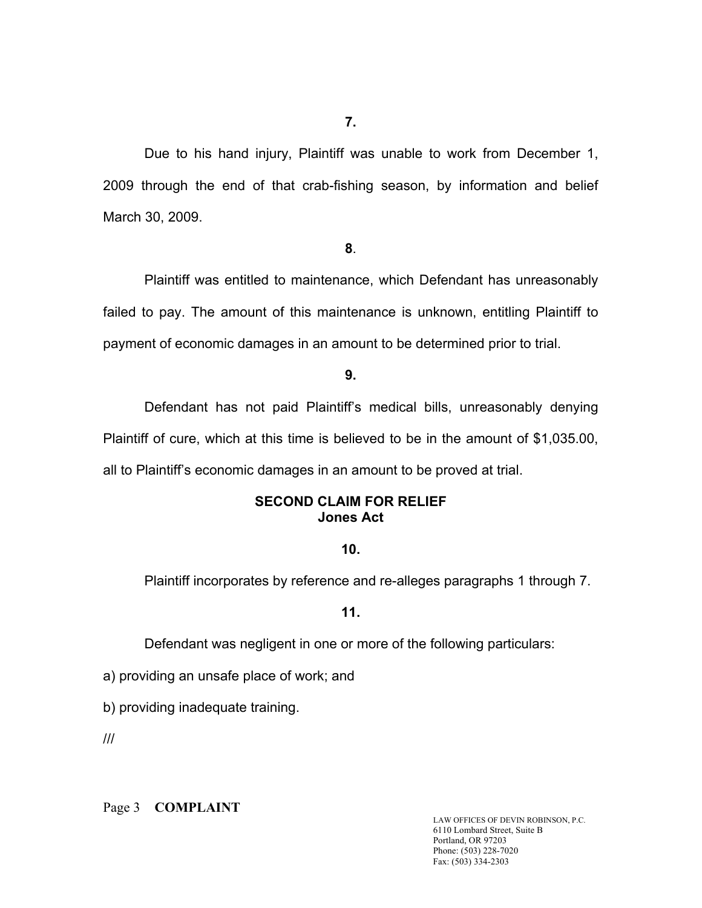**7.**

Due to his hand injury, Plaintiff was unable to work from December 1, 2009 through the end of that crab-fishing season, by information and belief March 30, 2009.

**8**.

Plaintiff was entitled to maintenance, which Defendant has unreasonably failed to pay. The amount of this maintenance is unknown, entitling Plaintiff to payment of economic damages in an amount to be determined prior to trial.

**9.**

Defendant has not paid Plaintiff's medical bills, unreasonably denying Plaintiff of cure, which at this time is believed to be in the amount of $1,035.00, all to Plaintiff's economic damages in an amount to be proved at trial.

## SECOND CLAIM FOR RELIEF
## Jones Act

**10.**

Plaintiff incorporates by reference and re-alleges paragraphs 1 through 7.

**11.**

Defendant was negligent in one or more of the following particulars:

a) providing an unsafe place of work; and

b) providing inadequate training.

///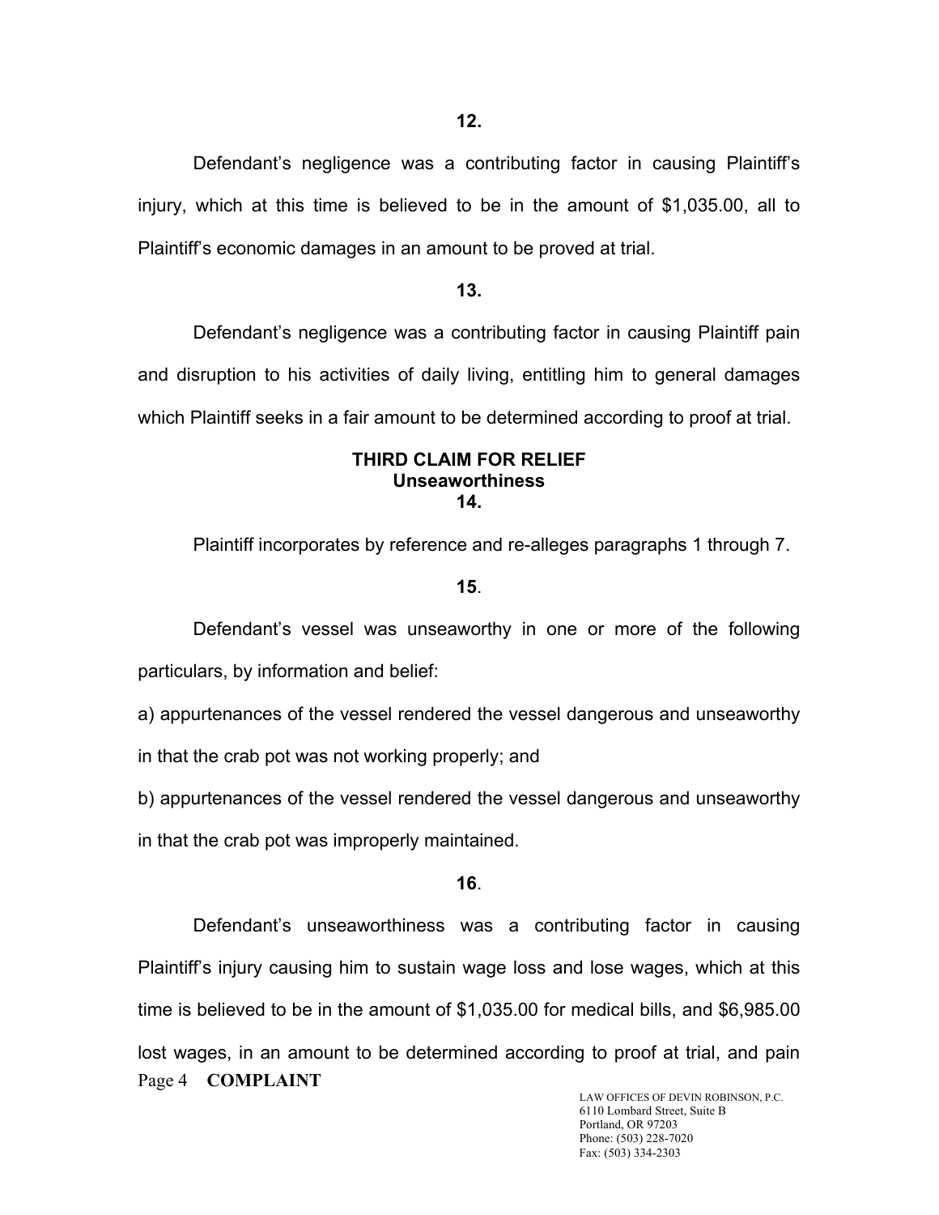**12.**

Defendant's negligence was a contributing factor in causing Plaintiff's injury, which at this time is believed to be in the amount of $1,035.00, all to Plaintiff's economic damages in an amount to be proved at trial.

**13.**

Defendant's negligence was a contributing factor in causing Plaintiff pain and disruption to his activities of daily living, entitling him to general damages which Plaintiff seeks in a fair amount to be determined according to proof at trial.

**THIRD CLAIM FOR RELIEF**
**Unseaworthiness**
**14.**

Plaintiff incorporates by reference and re-alleges paragraphs 1 through 7.

**15**.

Defendant's vessel was unseaworthy in one or more of the following particulars, by information and belief:

a) appurtenances of the vessel rendered the vessel dangerous and unseaworthy in that the crab pot was not working properly; and

b) appurtenances of the vessel rendered the vessel dangerous and unseaworthy in that the crab pot was improperly maintained.

**16**.

Defendant's unseaworthiness was a contributing factor in causing Plaintiff's injury causing him to sustain wage loss and lose wages, which at this time is believed to be in the amount of $1,035.00 for medical bills, and $6,985.00 lost wages, in an amount to be determined according to proof at trial, and pain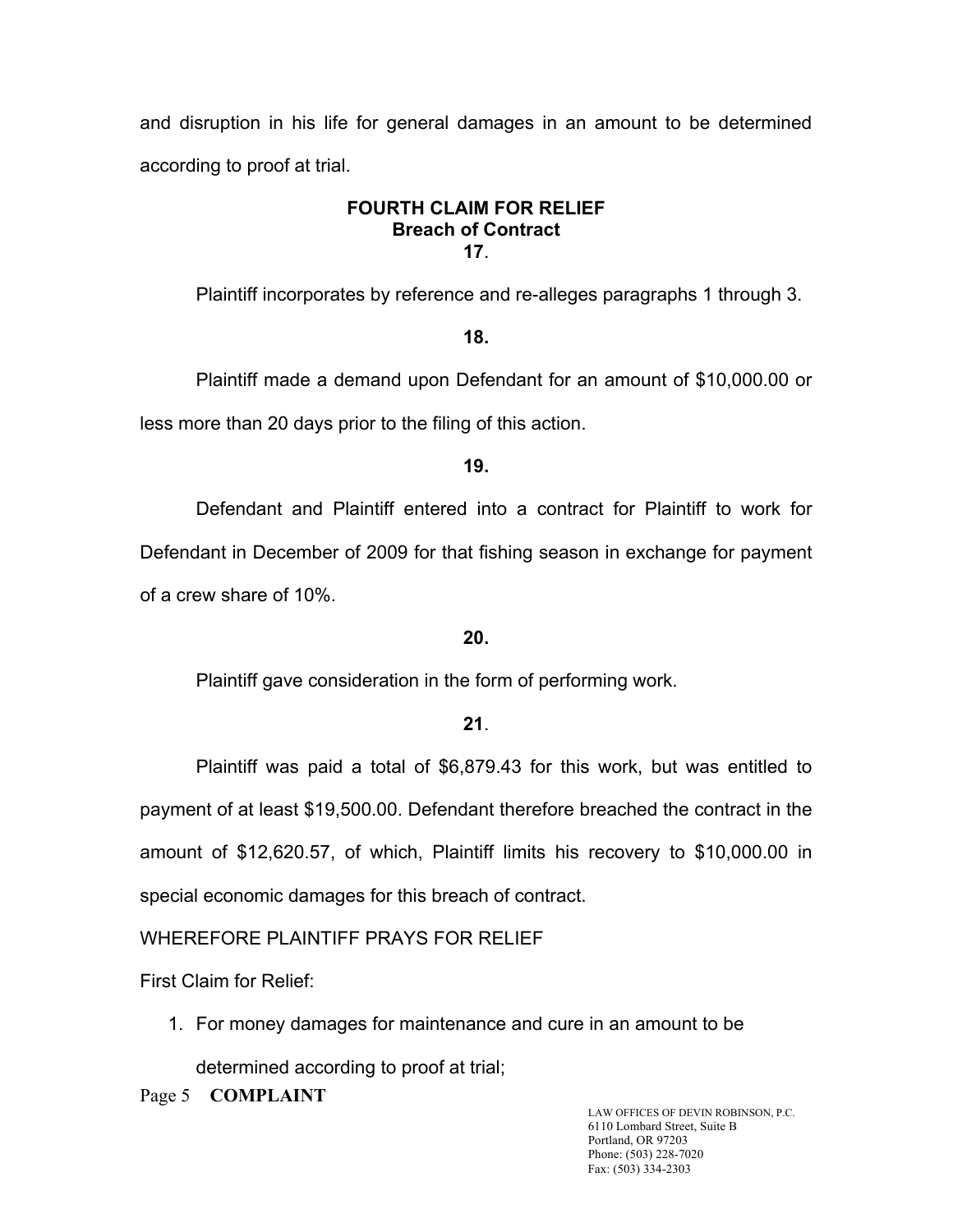and disruption in his life for general damages in an amount to be determined according to proof at trial.

**FOURTH CLAIM FOR RELIEF**
**Breach of Contract**

**17**.

Plaintiff incorporates by reference and re-alleges paragraphs 1 through 3.

**18.**

Plaintiff made a demand upon Defendant for an amount of $10,000.00 or less more than 20 days prior to the filing of this action.

**19.**

Defendant and Plaintiff entered into a contract for Plaintiff to work for Defendant in December of 2009 for that fishing season in exchange for payment of a crew share of 10%.

**20.**

Plaintiff gave consideration in the form of performing work.

**21**.

Plaintiff was paid a total of $6,879.43 for this work, but was entitled to payment of at least $19,500.00. Defendant therefore breached the contract in the amount of $12,620.57, of which, Plaintiff limits his recovery to $10,000.00 in special economic damages for this breach of contract.

WHEREFORE PLAINTIFF PRAYS FOR RELIEF

First Claim for Relief:

1. For money damages for maintenance and cure in an amount to be determined according to proof at trial;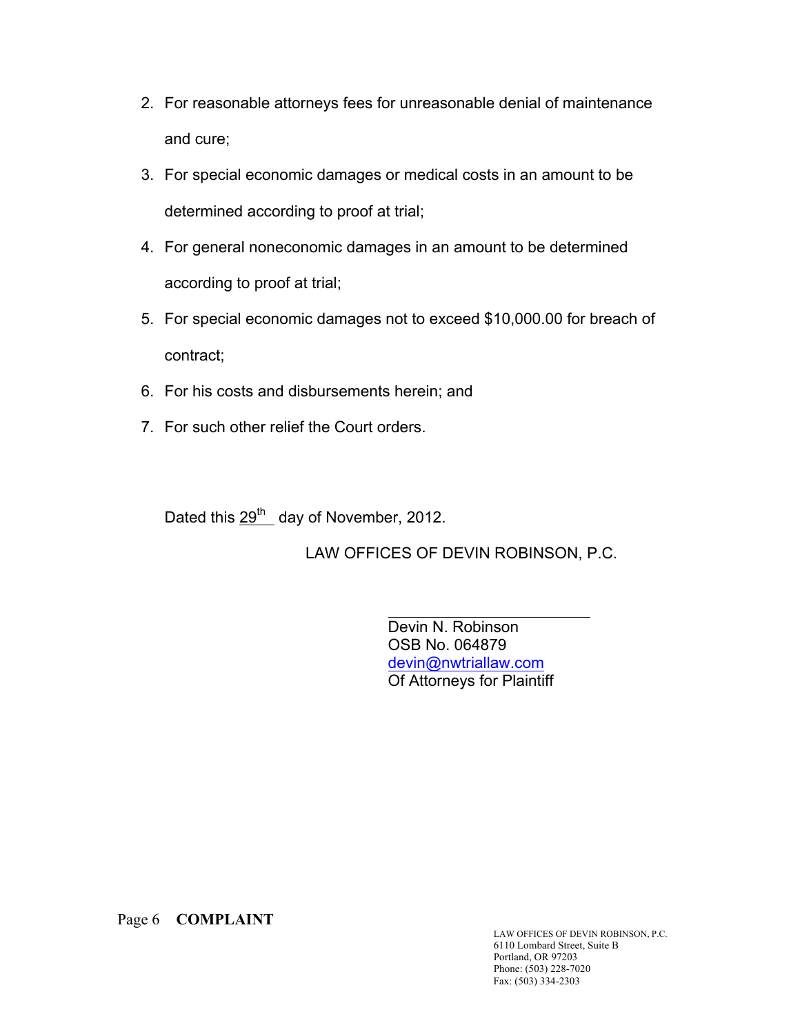2. For reasonable attorneys fees for unreasonable denial of maintenance and cure;
3. For special economic damages or medical costs in an amount to be determined according to proof at trial;
4. For general noneconomic damages in an amount to be determined according to proof at trial;
5. For special economic damages not to exceed $10,000.00 for breach of contract;
6. For his costs and disbursements herein; and
7. For such other relief the Court orders.

Dated this 29th day of November, 2012.

LAW OFFICES OF DEVIN ROBINSON, P.C.

\_\_\_\_\_\_\_\_\_\_\_\_\_\_\_\_\_\_\_\_\_\_\_\_\_\_
Devin N. Robinson
OSB No. 064879
devin@nwtriallaw.com
Of Attorneys for Plaintiff

Page 6 **COMPLAINT**

LAW OFFICES OF DEVIN ROBINSON, P.C.
6110 Lombard Street, Suite B
Portland, OR 97203
Phone: (503) 228-7020
Fax: (503) 334-2303